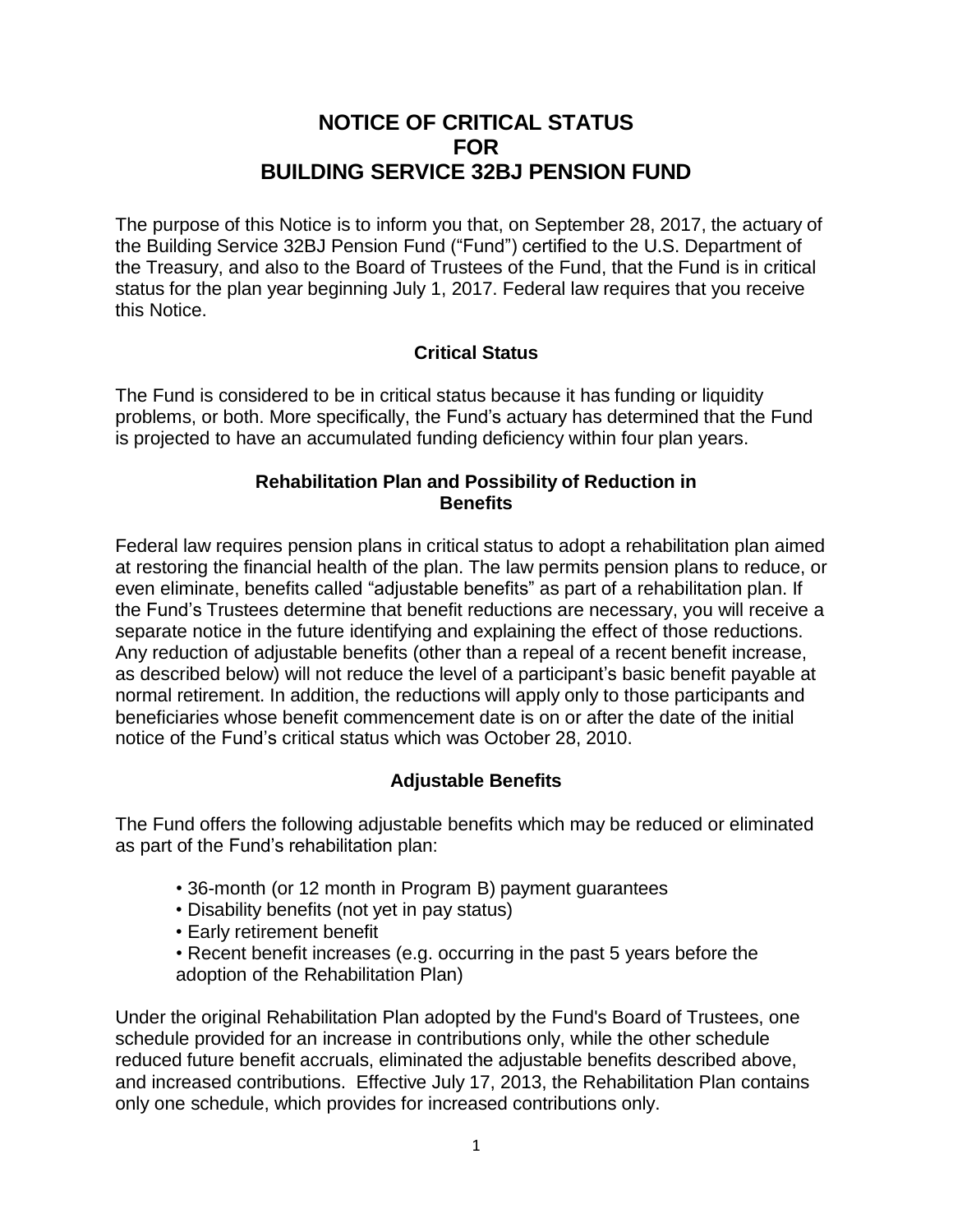# NOTICE OF CRITICAL STATUS FOR BUILDING SERVICE 32BJ PENSION FUND

The purpose of this Notice is to inform you that, on September 28, 2017, the actuary of the Building Service 32BJ Pension Fund ("Fund") certified to the U.S. Department of the Treasury, and also to the Board of Trustees of the Fund, that the Fund is in critical status for the plan year beginning July 1, 2017. Federal law requires that you receive this Notice.

## Critical Status

The Fund is considered to be in critical status because it has funding or liquidity problems, or both. More specifically, the Fund's actuary has determined that the Fund is projected to have an accumulated funding deficiency within four plan years.

## Rehabilitation Plan and Possibility of Reduction in Benefits

Federal law requires pension plans in critical status to adopt a rehabilitation plan aimed at restoring the financial health of the plan. The law permits pension plans to reduce, or even eliminate, benefits called "adjustable benefits" as part of a rehabilitation plan. If the Fund's Trustees determine that benefit reductions are necessary, you will receive a separate notice in the future identifying and explaining the effect of those reductions. Any reduction of adjustable benefits (other than a repeal of a recent benefit increase, as described below) will not reduce the level of a participant's basic benefit payable at normal retirement. In addition, the reductions will apply only to those participants and beneficiaries whose benefit commencement date is on or after the date of the initial notice of the Fund's critical status which was October 28, 2010.

## Adjustable Benefits

The Fund offers the following adjustable benefits which may be reduced or eliminated as part of the Fund's rehabilitation plan:

- 36-month (or 12 month in Program B) payment guarantees
- Disability benefits (not yet in pay status)
- Early retirement benefit
- Recent benefit increases (e.g. occurring in the past 5 years before the adoption of the Rehabilitation Plan)

Under the original Rehabilitation Plan adopted by the Fund's Board of Trustees, one schedule provided for an increase in contributions only, while the other schedule reduced future benefit accruals, eliminated the adjustable benefits described above, and increased contributions. Effective July 17, 2013, the Rehabilitation Plan contains only one schedule, which provides for increased contributions only.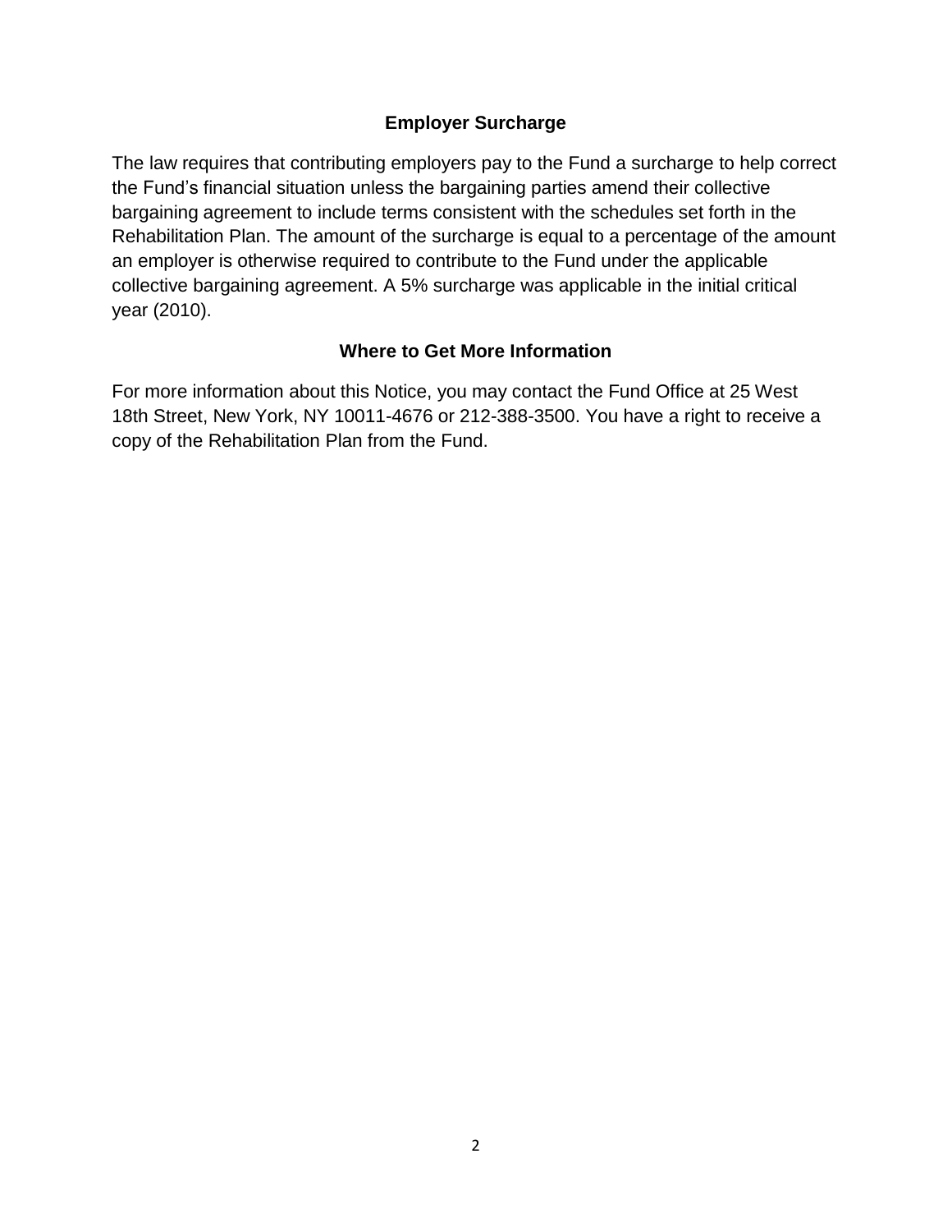## Employer Surcharge

The law requires that contributing employers pay to the Fund a surcharge to help correct the Fund's financial situation unless the bargaining parties amend their collective bargaining agreement to include terms consistent with the schedules set forth in the Rehabilitation Plan. The amount of the surcharge is equal to a percentage of the amount an employer is otherwise required to contribute to the Fund under the applicable collective bargaining agreement. A 5% surcharge was applicable in the initial critical year (2010).

## Where to Get More Information

For more information about this Notice, you may contact the Fund Office at 25 West 18th Street, New York, NY 10011-4676 or 212-388-3500. You have a right to receive a copy of the Rehabilitation Plan from the Fund.